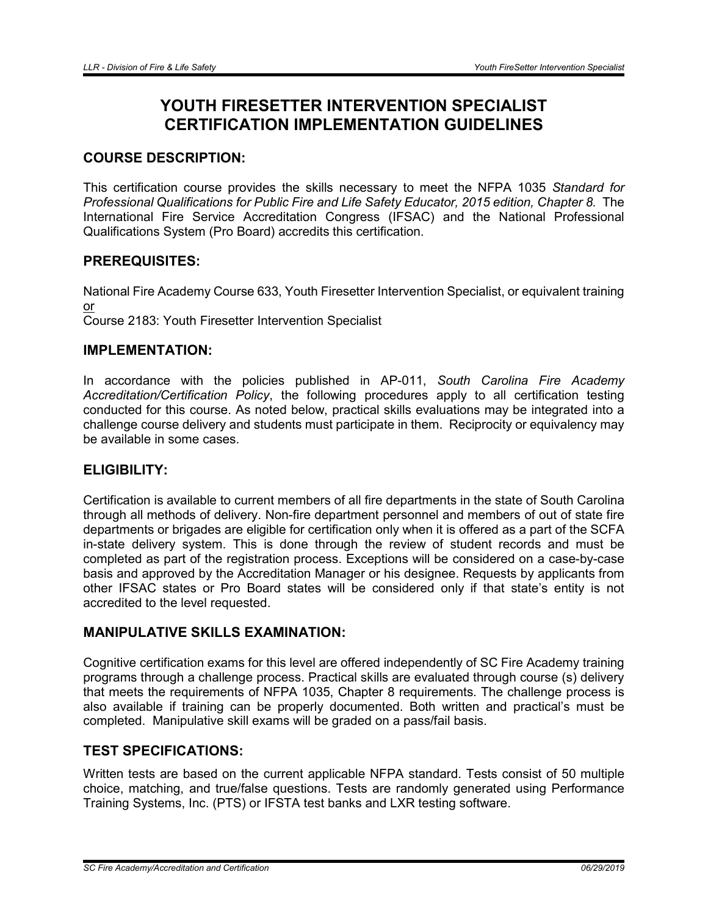# YOUTH FIRESETTER INTERVENTION SPECIALIST CERTIFICATION IMPLEMENTATION GUIDELINES

## COURSE DESCRIPTION:

This certification course provides the skills necessary to meet the NFPA 1035 *Standard for Professional Qualifications for Public Fire and Life Safety Educator, 2015 edition, Chapter 8.* The International Fire Service Accreditation Congress (IFSAC) and the National Professional Qualifications System (Pro Board) accredits this certification.

## PREREQUISITES:

National Fire Academy Course 633, Youth Firesetter Intervention Specialist, or equivalent training
or
Course 2183: Youth Firesetter Intervention Specialist

## IMPLEMENTATION:

In accordance with the policies published in AP-011, *South Carolina Fire Academy Accreditation/Certification Policy*, the following procedures apply to all certification testing conducted for this course. As noted below, practical skills evaluations may be integrated into a challenge course delivery and students must participate in them. Reciprocity or equivalency may be available in some cases.

## ELIGIBILITY:

Certification is available to current members of all fire departments in the state of South Carolina through all methods of delivery. Non-fire department personnel and members of out of state fire departments or brigades are eligible for certification only when it is offered as a part of the SCFA in-state delivery system. This is done through the review of student records and must be completed as part of the registration process. Exceptions will be considered on a case-by-case basis and approved by the Accreditation Manager or his designee. Requests by applicants from other IFSAC states or Pro Board states will be considered only if that state's entity is not accredited to the level requested.

## MANIPULATIVE SKILLS EXAMINATION:

Cognitive certification exams for this level are offered independently of SC Fire Academy training programs through a challenge process. Practical skills are evaluated through course (s) delivery that meets the requirements of NFPA 1035, Chapter 8 requirements. The challenge process is also available if training can be properly documented. Both written and practical's must be completed. Manipulative skill exams will be graded on a pass/fail basis.

## TEST SPECIFICATIONS:

Written tests are based on the current applicable NFPA standard. Tests consist of 50 multiple choice, matching, and true/false questions. Tests are randomly generated using Performance Training Systems, Inc. (PTS) or IFSTA test banks and LXR testing software.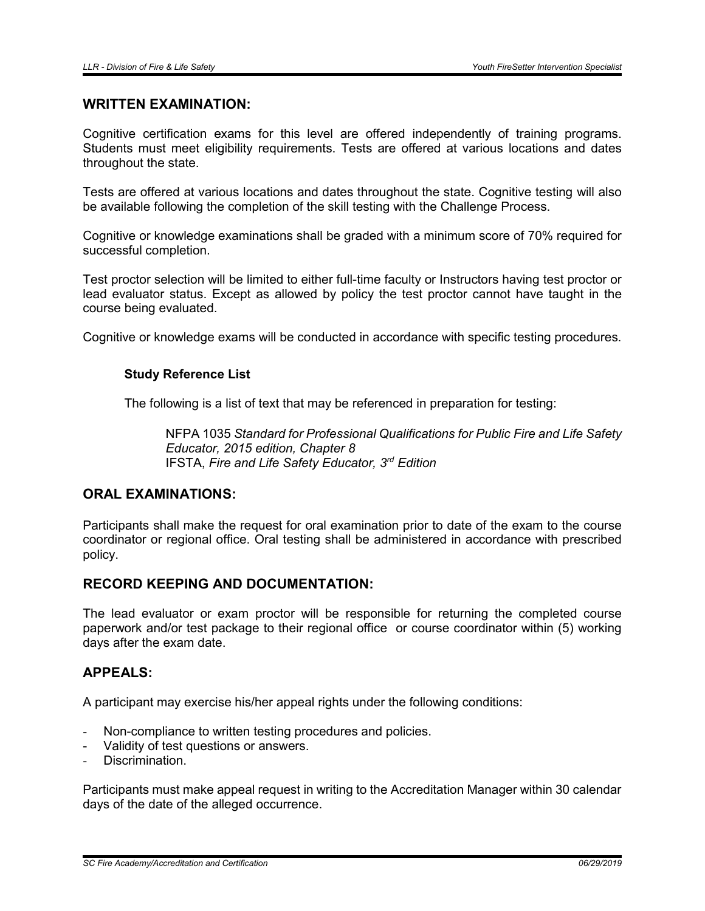## WRITTEN EXAMINATION:

Cognitive certification exams for this level are offered independently of training programs. Students must meet eligibility requirements. Tests are offered at various locations and dates throughout the state.

Tests are offered at various locations and dates throughout the state. Cognitive testing will also be available following the completion of the skill testing with the Challenge Process.

Cognitive or knowledge examinations shall be graded with a minimum score of 70% required for successful completion.

Test proctor selection will be limited to either full-time faculty or Instructors having test proctor or lead evaluator status. Except as allowed by policy the test proctor cannot have taught in the course being evaluated.

Cognitive or knowledge exams will be conducted in accordance with specific testing procedures.

### Study Reference List

The following is a list of text that may be referenced in preparation for testing:

NFPA 1035 *Standard for Professional Qualifications for Public Fire and Life Safety Educator, 2015 edition, Chapter 8*
IFSTA, *Fire and Life Safety Educator, 3rd Edition*

## ORAL EXAMINATIONS:

Participants shall make the request for oral examination prior to date of the exam to the course coordinator or regional office. Oral testing shall be administered in accordance with prescribed policy.

## RECORD KEEPING AND DOCUMENTATION:

The lead evaluator or exam proctor will be responsible for returning the completed course paperwork and/or test package to their regional office or course coordinator within (5) working days after the exam date.

## APPEALS:

A participant may exercise his/her appeal rights under the following conditions:

- Non-compliance to written testing procedures and policies.
- Validity of test questions or answers.
- Discrimination.

Participants must make appeal request in writing to the Accreditation Manager within 30 calendar days of the date of the alleged occurrence.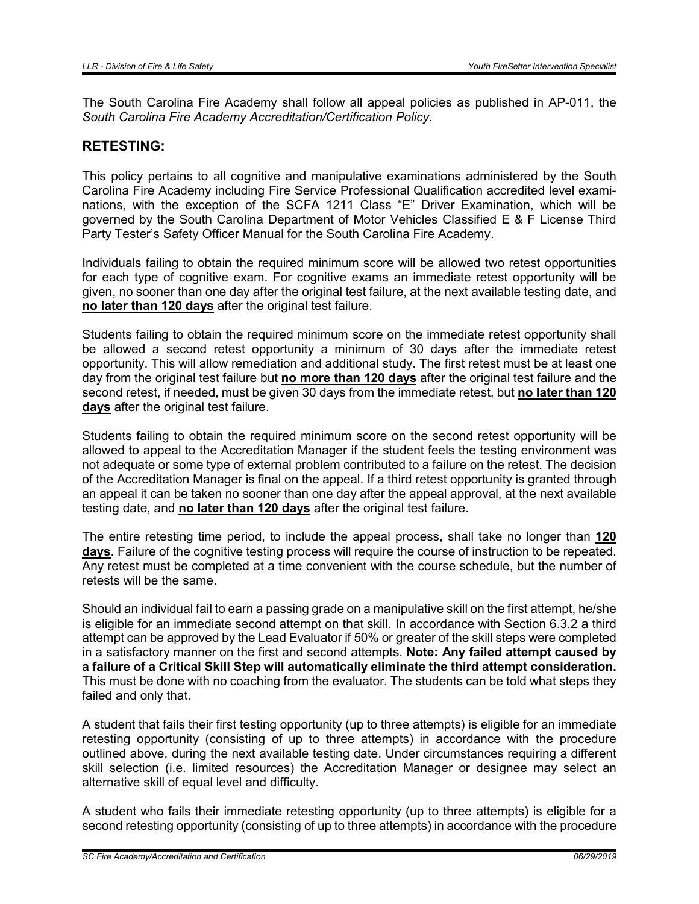The South Carolina Fire Academy shall follow all appeal policies as published in AP-011, the *South Carolina Fire Academy Accreditation/Certification Policy*.

## RETESTING:

This policy pertains to all cognitive and manipulative examinations administered by the South Carolina Fire Academy including Fire Service Professional Qualification accredited level examinations, with the exception of the SCFA 1211 Class "E" Driver Examination, which will be governed by the South Carolina Department of Motor Vehicles Classified E & F License Third Party Tester's Safety Officer Manual for the South Carolina Fire Academy.

Individuals failing to obtain the required minimum score will be allowed two retest opportunities for each type of cognitive exam. For cognitive exams an immediate retest opportunity will be given, no sooner than one day after the original test failure, at the next available testing date, and **no later than 120 days** after the original test failure.

Students failing to obtain the required minimum score on the immediate retest opportunity shall be allowed a second retest opportunity a minimum of 30 days after the immediate retest opportunity. This will allow remediation and additional study. The first retest must be at least one day from the original test failure but **no more than 120 days** after the original test failure and the second retest, if needed, must be given 30 days from the immediate retest, but **no later than 120 days** after the original test failure.

Students failing to obtain the required minimum score on the second retest opportunity will be allowed to appeal to the Accreditation Manager if the student feels the testing environment was not adequate or some type of external problem contributed to a failure on the retest. The decision of the Accreditation Manager is final on the appeal. If a third retest opportunity is granted through an appeal it can be taken no sooner than one day after the appeal approval, at the next available testing date, and **no later than 120 days** after the original test failure.

The entire retesting time period, to include the appeal process, shall take no longer than **120 days**. Failure of the cognitive testing process will require the course of instruction to be repeated. Any retest must be completed at a time convenient with the course schedule, but the number of retests will be the same.

Should an individual fail to earn a passing grade on a manipulative skill on the first attempt, he/she is eligible for an immediate second attempt on that skill. In accordance with Section 6.3.2 a third attempt can be approved by the Lead Evaluator if 50% or greater of the skill steps were completed in a satisfactory manner on the first and second attempts. **Note: Any failed attempt caused by a failure of a Critical Skill Step will automatically eliminate the third attempt consideration.** This must be done with no coaching from the evaluator. The students can be told what steps they failed and only that.

A student that fails their first testing opportunity (up to three attempts) is eligible for an immediate retesting opportunity (consisting of up to three attempts) in accordance with the procedure outlined above, during the next available testing date. Under circumstances requiring a different skill selection (i.e. limited resources) the Accreditation Manager or designee may select an alternative skill of equal level and difficulty.

A student who fails their immediate retesting opportunity (up to three attempts) is eligible for a second retesting opportunity (consisting of up to three attempts) in accordance with the procedure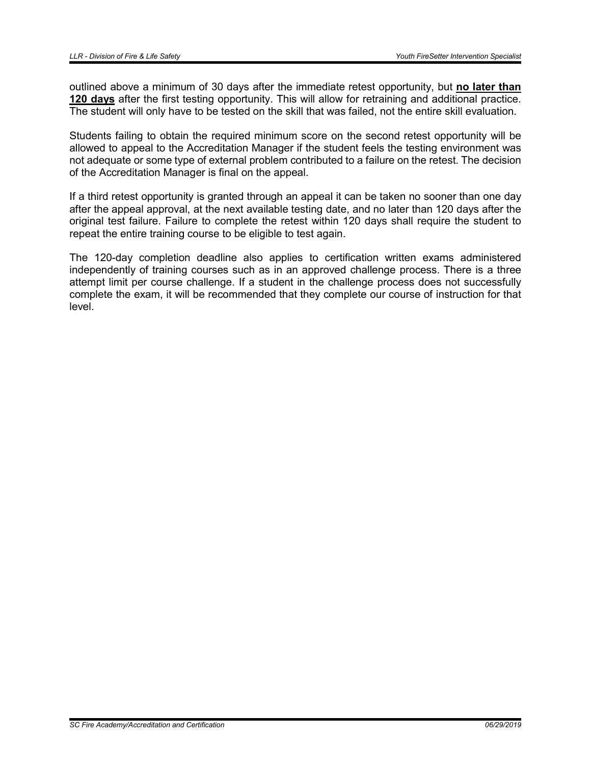outlined above a minimum of 30 days after the immediate retest opportunity, but **no later than 120 days** after the first testing opportunity. This will allow for retraining and additional practice. The student will only have to be tested on the skill that was failed, not the entire skill evaluation.

Students failing to obtain the required minimum score on the second retest opportunity will be allowed to appeal to the Accreditation Manager if the student feels the testing environment was not adequate or some type of external problem contributed to a failure on the retest. The decision of the Accreditation Manager is final on the appeal.

If a third retest opportunity is granted through an appeal it can be taken no sooner than one day after the appeal approval, at the next available testing date, and no later than 120 days after the original test failure. Failure to complete the retest within 120 days shall require the student to repeat the entire training course to be eligible to test again.

The 120-day completion deadline also applies to certification written exams administered independently of training courses such as in an approved challenge process. There is a three attempt limit per course challenge. If a student in the challenge process does not successfully complete the exam, it will be recommended that they complete our course of instruction for that level.